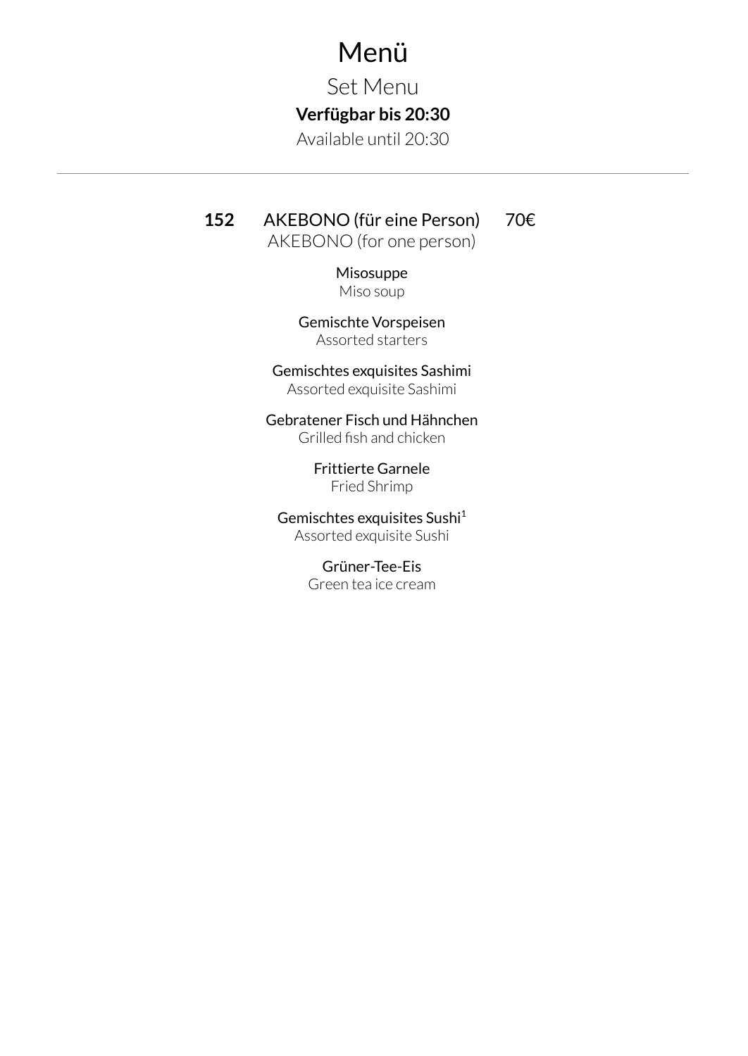# Menü

Set Menu

**Verfügbar bis 20:30**

Available until 20:30

---

**152** AKEBONO (für eine Person) 70€

AKEBONO (for one person)

Misosuppe
Miso soup

Gemischte Vorspeisen
Assorted starters

Gemischtes exquisites Sashimi
Assorted exquisite Sashimi

Gebratener Fisch und Hähnchen
Grilled fish and chicken

Frittierte Garnele
Fried Shrimp

Gemischtes exquisites Sushi[1]
Assorted exquisite Sushi

Grüner-Tee-Eis
Green tea ice cream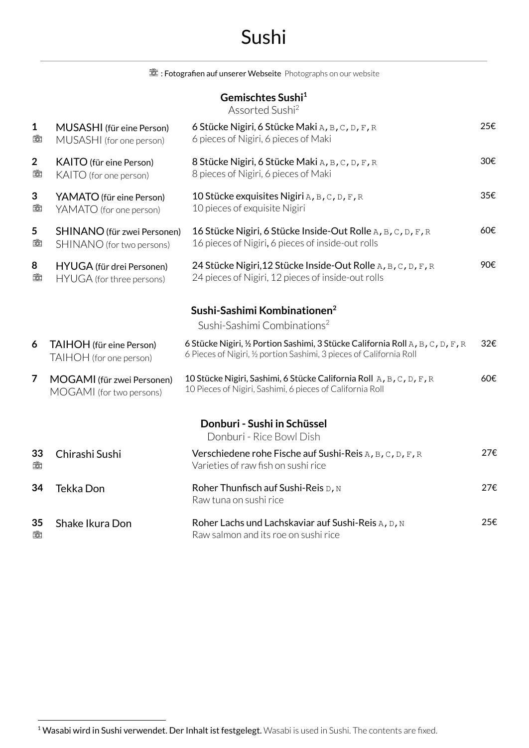# Sushi

📷 : **Fotografien auf unserer Webseite** Photographs on our website

## Gemischtes Sushi[1]

Assorted Sushi[2]

| Nr. | Name | Beschreibung | Preis |
|---|---|---|---|
| **1** 📷 | **MUSASHI** (für eine Person) MUSASHI (for one person) | **6 Stücke Nigiri, 6 Stücke Maki** A,B,C,D,F,R 6 pieces of Nigiri, 6 pieces of Maki | 25€ |
| **2** 📷 | **KAITO** (für eine Person) KAITO (for one person) | **8 Stücke Nigiri, 6 Stücke Maki** A,B,C,D,F,R 8 pieces of Nigiri, 6 pieces of Maki | 30€ |
| **3** 📷 | **YAMATO** (für eine Person) YAMATO (for one person) | **10 Stücke exquisites Nigiri** A,B,C,D,F,R 10 pieces of exquisite Nigiri | 35€ |
| **5** 📷 | **SHINANO** (für zwei Personen) SHINANO (for two persons) | **16 Stücke Nigiri, 6 Stücke Inside-Out Rolle** A,B,C,D,F,R 16 pieces of Nigiri, 6 pieces of inside-out rolls | 60€ |
| **8** 📷 | **HYUGA** (für drei Personen) HYUGA (for three persons) | **24 Stücke Nigiri,12 Stücke Inside-Out Rolle** A,B,C,D,F,R 24 pieces of Nigiri, 12 pieces of inside-out rolls | 90€ |

## Sushi-Sashimi Kombinationen[2]

Sushi-Sashimi Combinations[2]

| Nr. | Name | Beschreibung | Preis |
|---|---|---|---|
| **6** | **TAIHOH** (für eine Person) TAIHOH (for one person) | **6 Stücke Nigiri, ½ Portion Sashimi, 3 Stücke California Roll** A,B,C,D,F,R 6 Pieces of Nigiri, ½ portion Sashimi, 3 pieces of California Roll | 32€ |
| **7** | **MOGAMI** (für zwei Personen) MOGAMI (for two persons) | **10 Stücke Nigiri, Sashimi, 6 Stücke California Roll** A,B,C,D,F,R 10 Pieces of Nigiri, Sashimi, 6 pieces of California Roll | 60€ |

## Donburi - Sushi in Schüssel

Donburi - Rice Bowl Dish

| Nr. | Name | Beschreibung | Preis |
|---|---|---|---|
| **33** 📷 | Chirashi Sushi | **Verschiedene rohe Fische auf Sushi-Reis** A,B,C,D,F,R Varieties of raw fish on sushi rice | 27€ |
| **34** | Tekka Don | **Roher Thunfisch auf Sushi-Reis** D,N Raw tuna on sushi rice | 27€ |
| **35** 📷 | Shake Ikura Don | **Roher Lachs und Lachskaviar auf Sushi-Reis** A,D,N Raw salmon and its roe on sushi rice | 25€ |

---

[1] **Wasabi wird in Sushi verwendet. Der Inhalt ist festgelegt.** Wasabi is used in Sushi. The contents are fixed.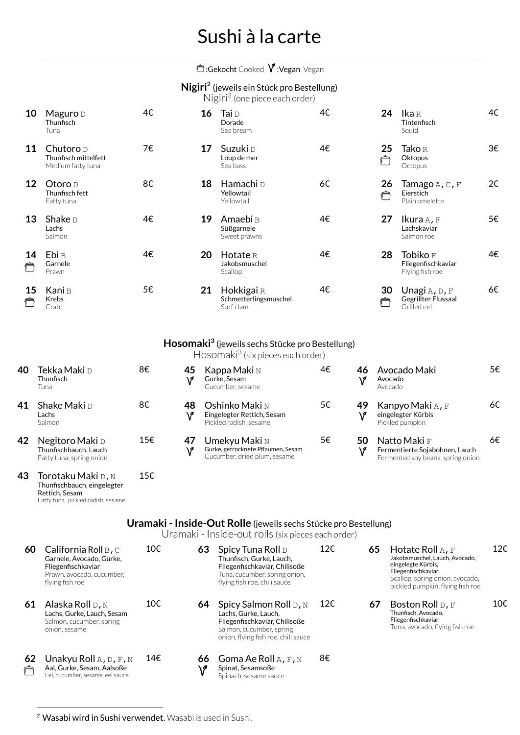# Sushi à la carte

🍲:Gekocht Cooked 🌱:Vegan Vegan

## Nigiri[2] (jeweils ein Stück pro Bestellung)

Nigiri[3] (one piece each order)

| Nr. | Name | Deutsch | English | Preis |
|---|---|---|---|---|
| 10 | Maguro D | Thunfisch | Tuna | 4€ |
| 11 | Chutoro D | Thunfisch mittelfett | Medium fatty tuna | 7€ |
| 12 | Otoro D | Thunfisch fett | Fatty tuna | 8€ |
| 13 | Shake D | Lachs | Salmon | 4€ |
| 14 🍲 | Ebi B | Garnele | Prawn | 4€ |
| 15 🍲 | Kani B | Krebs | Crab | 5€ |
| 16 | Tai D | Dorade | Sea bream | 4€ |
| 17 | Suzuki D | Loup de mer | Sea bass | 4€ |
| 18 | Hamachi D | Yellowtail | Yellowtail | 6€ |
| 19 | Amaebi B | Süßgarnele | Sweet prawns | 4€ |
| 20 | Hotate R | Jakobsmuschel | Scallop | 4€ |
| 21 | Hokkigai R | Schmetterlingsmuschel | Surf clam | 4€ |
| 24 | Ika R | Tintenfisch | Squid | 4€ |
| 25 🍲 | Tako R | Oktopus | Octopus | 3€ |
| 26 🍲 | Tamago A, C, F | Eierstich | Plain omelette | 2€ |
| 27 | Ikura A, F | Lachskaviar | Salmon roe | 5€ |
| 28 | Tobiko F | Fliegenfischkaviar | Flying fish roe | 4€ |
| 30 🍲 | Unagi A, D, F | Gegrillter Flussaal | Grilled eel | 6€ |

## Hosomaki[3] (jeweils sechs Stücke pro Bestellung)

Hosomaki[3] (six pieces each order)

| Nr. | Name | Deutsch | English | Preis |
|---|---|---|---|---|
| 40 | Tekka Maki D | Thunfisch | Tuna | 8€ |
| 41 | Shake Maki D | Lachs | Salmon | 8€ |
| 42 | Negitoro Maki D | Thunfischbauch, Lauch | Fatty tuna, spring onion | 15€ |
| 43 | Torotaku Maki D, N | Thunfischbauch, eingelegter Rettich, Sesam | Fatty tuna, pickled radish, sesame | 15€ |
| 45 🌱 | Kappa Maki N | Gurke, Sesam | Cucumber, sesame | 4€ |
| 48 🌱 | Oshinko Maki N | Eingelegter Rettich, Sesam | Pickled radish, sesame | 5€ |
| 47 🌱 | Umekyu Maki N | Gurke, getrocknete Pflaumen, Sesam | Cucumber, dried plum, sesame | 5€ |
| 46 🌱 | Avocado Maki | Avocado | Avocado | 5€ |
| 49 🌱 | Kanpyo Maki A, F | eingelegter Kürbis | Pickled pumpkin | 6€ |
| 50 🌱 | Natto Maki F | Fermentierte Sojabohnen, Lauch | Fermented soy beans, spring onion | 6€ |

## Uramaki - Inside-Out Rolle (jeweils sechs Stücke pro Bestellung)

Uramaki - Inside-out rolls (six pieces each order)

| Nr. | Name | Deutsch | English | Preis |
|---|---|---|---|---|
| 60 | California Roll B, C | Garnele, Avocado, Gurke, Fliegenfischkaviar | Prawn, avocado, cucumber, flying fish roe | 10€ |
| 61 | Alaska Roll D, N | Lachs, Gurke, Lauch, Sesam | Salmon, cucumber, spring onion, sesame | 10€ |
| 62 🍲 | Unakyu Roll A, D, F, N | Aal, Gurke, Sesam, Aalsoße | Eel, cucumber, sesame, eel sauce | 14€ |
| 63 | Spicy Tuna Roll D | Thunfisch, Gurke, Lauch, Fliegenfischkaviar, Chilisoße | Tuna, cucumber, spring onion, flying fish roe, chili sauce | 12€ |
| 64 | Spicy Salmon Roll D, N | Lachs, Gurke, Lauch, Fliegenfischkaviar, Chilisoße | Salmon, cucumber, spring onion, flying fish roe, chili sauce | 12€ |
| 66 🌱 | Goma Ae Roll A, F, N | Spinat, Sesamsoße | Spinach, sesame sauce | 8€ |
| 65 | Hotate Roll A, F | Jakobsmuschel, Lauch, Avocado, eingelegte Kürbis, Fliegenfischkaviar | Scallop, spring onion, avocado, pickled pumpkin, flying fish roe | 12€ |
| 67 | Boston Roll D, F | Thunfisch, Avocado, Fliegenfischkaviar | Tuna, avocado, flying fish roe | 10€ |

---

[2] Wasabi wird in Sushi verwendet. Wasabi is used in Sushi.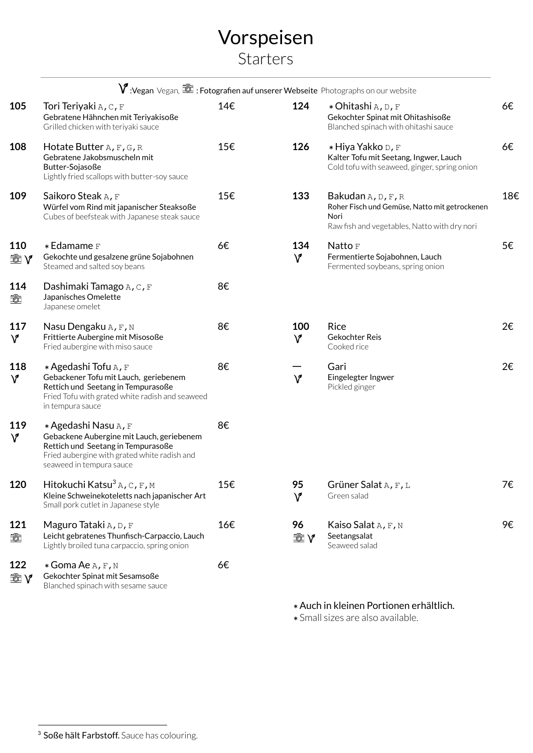# Vorspeisen
## Starters

V :Vegan Vegan, 📷 : Fotografien auf unserer Webseite Photographs on our website

**105** Tori Teriyaki A,C,F — 14€
Gebratene Hähnchen mit Teriyakisoße
Grilled chicken with teriyaki sauce

**108** Hotate Butter A,F,G,R — 15€
Gebratene Jakobsmuscheln mit Butter-Sojasoße
Lightly fried scallops with butter-soy sauce

**109** Saikoro Steak A,F — 15€
Würfel vom Rind mit japanischer Steaksoße
Cubes of beefsteak with Japanese steak sauce

**110** 📷 V * Edamame F — 6€
Gekochte und gesalzene grüne Sojabohnen
Steamed and salted soy beans

**114** 📷 Dashimaki Tamago A,C,F — 8€
Japanisches Omelette
Japanese omelet

**117** V Nasu Dengaku A,F,N — 8€
Frittierte Aubergine mit Misosoße
Fried aubergine with miso sauce

**118** V * Agedashi Tofu A,F — 8€
Gebackener Tofu mit Lauch, geriebenem Rettich und Seetang in Tempurasoße
Fried Tofu with grated white radish and seaweed in tempura sauce

**119** V * Agedashi Nasu A,F — 8€
Gebackene Aubergine mit Lauch, geriebenem Rettich und Seetang in Tempurasoße
Fried aubergine with grated white radish and seaweed in tempura sauce

**120** Hitokuchi Katsu[3] A,C,F,M — 15€
Kleine Schweinekoteletts nach japanischer Art
Small pork cutlet in Japanese style

**121** 📷 Maguro Tataki A,D,F — 16€
Leicht gebratenes Thunfisch-Carpaccio, Lauch
Lightly broiled tuna carpaccio, spring onion

**122** 📷 V * Goma Ae A,F,N — 6€
Gekochter Spinat mit Sesamsoße
Blanched spinach with sesame sauce

**124** * Ohitashi A,D,F — 6€
Gekochter Spinat mit Ohitashisoße
Blanched spinach with ohitashi sauce

**126** * Hiya Yakko D,F — 6€
Kalter Tofu mit Seetang, Ingwer, Lauch
Cold tofu with seaweed, ginger, spring onion

**133** Bakudan A,D,F,R — 18€
Roher Fisch und Gemüse, Natto mit getrockenen Nori
Raw fish and vegetables, Natto with dry nori

**134** V Natto F — 5€
Fermentierte Sojabohnen, Lauch
Fermented soybeans, spring onion

**100** V Rice — 2€
Gekochter Reis
Cooked rice

**—** V Gari — 2€
Eingelegter Ingwer
Pickled ginger

**95** V Grüner Salat A,F,L — 7€
Green salad

**96** 📷 V Kaiso Salat A,F,N — 9€
Seetangsalat
Seaweed salad

* Auch in kleinen Portionen erhältlich.
* Small sizes are also available.

[3] **Soße hält Farbstoff.** Sauce has colouring.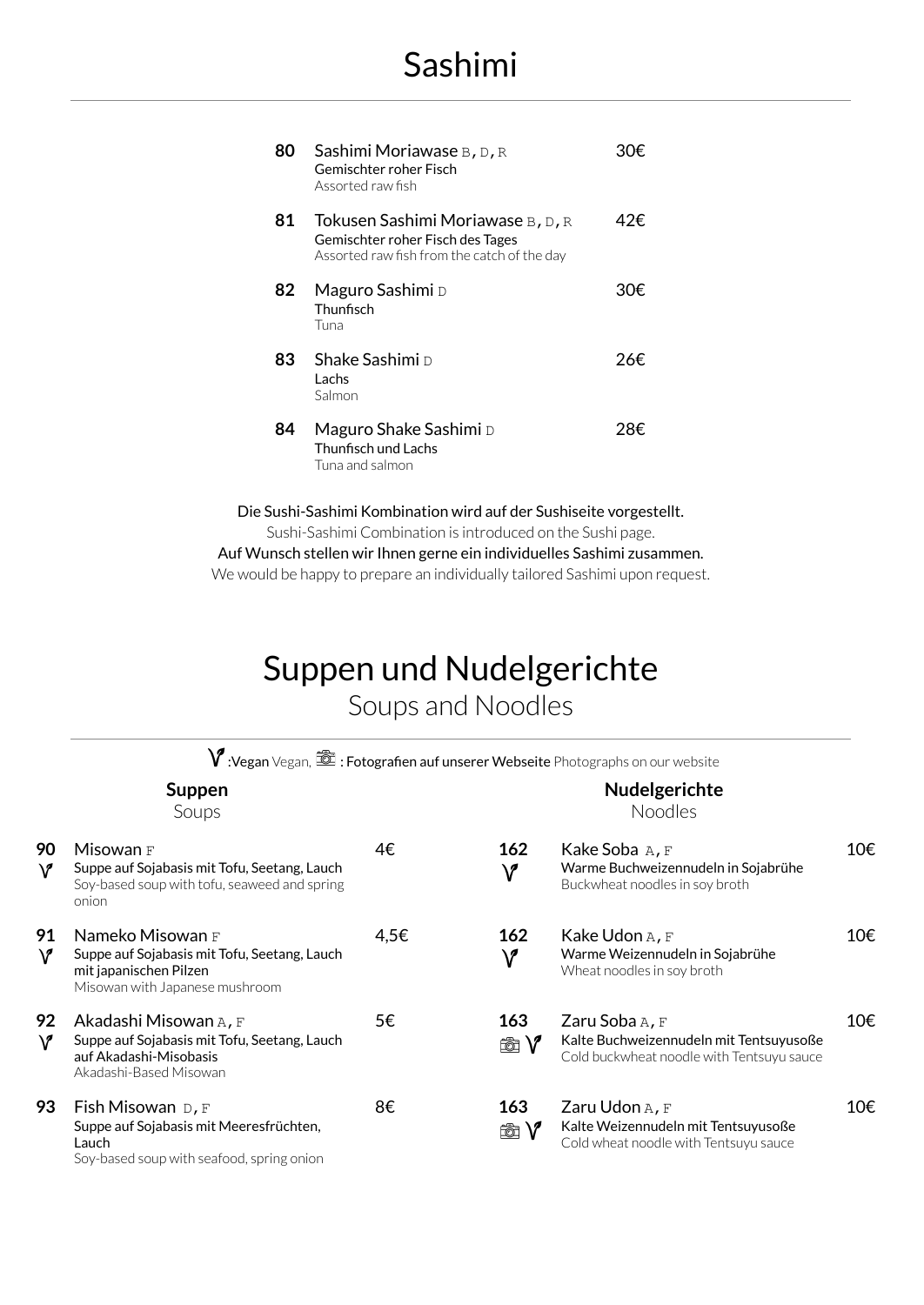# Sashimi

**80** Sashimi Moriawase B, D, R — 30€
Gemischter roher Fisch
Assorted raw fish

**81** Tokusen Sashimi Moriawase B, D, R — 42€
Gemischter roher Fisch des Tages
Assorted raw fish from the catch of the day

**82** Maguro Sashimi D — 30€
Thunfisch
Tuna

**83** Shake Sashimi D — 26€
Lachs
Salmon

**84** Maguro Shake Sashimi D — 28€
Thunfisch und Lachs
Tuna and salmon

Die Sushi-Sashimi Kombination wird auf der Sushiseite vorgestellt.
Sushi-Sashimi Combination is introduced on the Sushi page.
Auf Wunsch stellen wir Ihnen gerne ein individuelles Sashimi zusammen.
We would be happy to prepare an individually tailored Sashimi upon request.

# Suppen und Nudelgerichte
## Soups and Noodles

V :Vegan Vegan, 📷 : Fotografien auf unserer Webseite Photographs on our website

### Suppen
Soups

**90** V Misowan F — 4€
Suppe auf Sojabasis mit Tofu, Seetang, Lauch
Soy-based soup with tofu, seaweed and spring onion

**91** V Nameko Misowan F — 4,5€
Suppe auf Sojabasis mit Tofu, Seetang, Lauch mit japanischen Pilzen
Misowan with Japanese mushroom

**92** V Akadashi Misowan A, F — 5€
Suppe auf Sojabasis mit Tofu, Seetang, Lauch auf Akadashi-Misobasis
Akadashi-Based Misowan

**93** Fish Misowan D, F — 8€
Suppe auf Sojabasis mit Meeresfrüchten, Lauch
Soy-based soup with seafood, spring onion

### Nudelgerichte
Noodles

**162** V Kake Soba A, F — 10€
Warme Buchweizennudeln in Sojabrühe
Buckwheat noodles in soy broth

**162** V Kake Udon A, F — 10€
Warme Weizennudeln in Sojabrühe
Wheat noodles in soy broth

**163** 📷 V Zaru Soba A, F — 10€
Kalte Buchweizennudeln mit Tentsuyusoße
Cold buckwheat noodle with Tentsuyu sauce

**163** 📷 V Zaru Udon A, F — 10€
Kalte Weizennudeln mit Tentsuyusoße
Cold wheat noodle with Tentsuyu sauce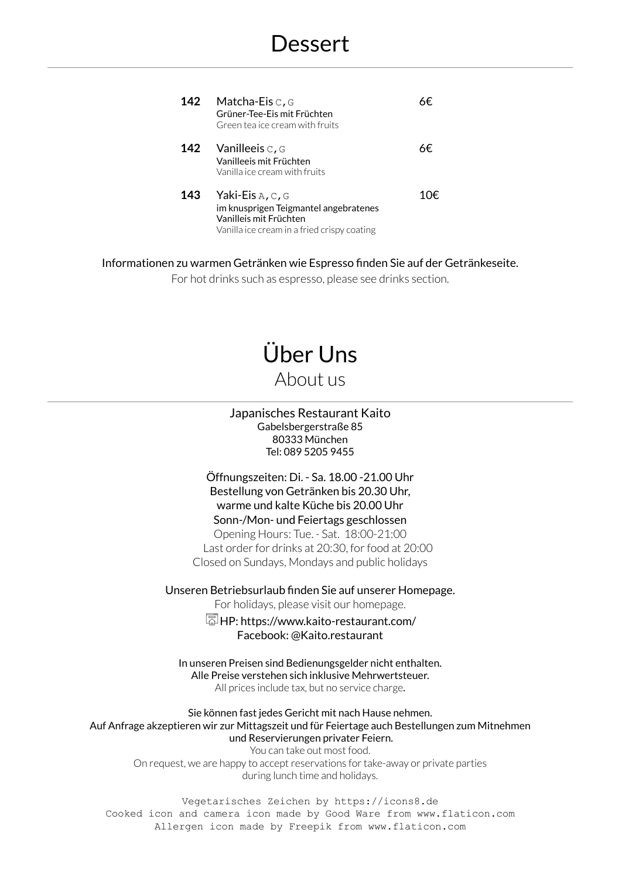# Dessert

| | | |
|---|---|---|
| **142** | Matcha-Eis C,G<br>Grüner-Tee-Eis mit Früchten<br>Green tea ice cream with fruits | 6€ |
| **142** | Vanilleeis C,G<br>Vanilleeis mit Früchten<br>Vanilla ice cream with fruits | 6€ |
| **143** | Yaki-Eis A,C,G<br>im knusprigen Teigmantel angebratenes Vanilleis mit Früchten<br>Vanilla ice cream in a fried crispy coating | 10€ |

Informationen zu warmen Getränken wie Espresso finden Sie auf der Getränkeseite.
For hot drinks such as espresso, please see drinks section.

# Über Uns

## About us

Japanisches Restaurant Kaito
Gabelsbergerstraße 85
80333 München
Tel: 089 5205 9455

Öffnungszeiten: Di. - Sa. 18.00 -21.00 Uhr
Bestellung von Getränken bis 20.30 Uhr,
warme und kalte Küche bis 20.00 Uhr
Sonn-/Mon- und Feiertags geschlossen
Opening Hours: Tue. - Sat. 18:00-21:00
Last order for drinks at 20:30, for food at 20:00
Closed on Sundays, Mondays and public holidays

Unseren Betriebsurlaub finden Sie auf unserer Homepage.
For holidays, please visit our homepage.
HP: https://www.kaito-restaurant.com/
Facebook: @Kaito.restaurant

In unseren Preisen sind Bedienungsgelder nicht enthalten.
Alle Preise verstehen sich inklusive Mehrwertsteuer.
All prices include tax, but no service charge.

Sie können fast jedes Gericht mit nach Hause nehmen.
Auf Anfrage akzeptieren wir zur Mittagszeit und für Feiertage auch Bestellungen zum Mitnehmen und Reservierungen privater Feiern.
You can take out most food.
On request, we are happy to accept reservations for take-away or private parties during lunch time and holidays.

Vegetarisches Zeichen by https://icons8.de
Cooked icon and camera icon made by Good Ware from www.flaticon.com
Allergen icon made by Freepik from www.flaticon.com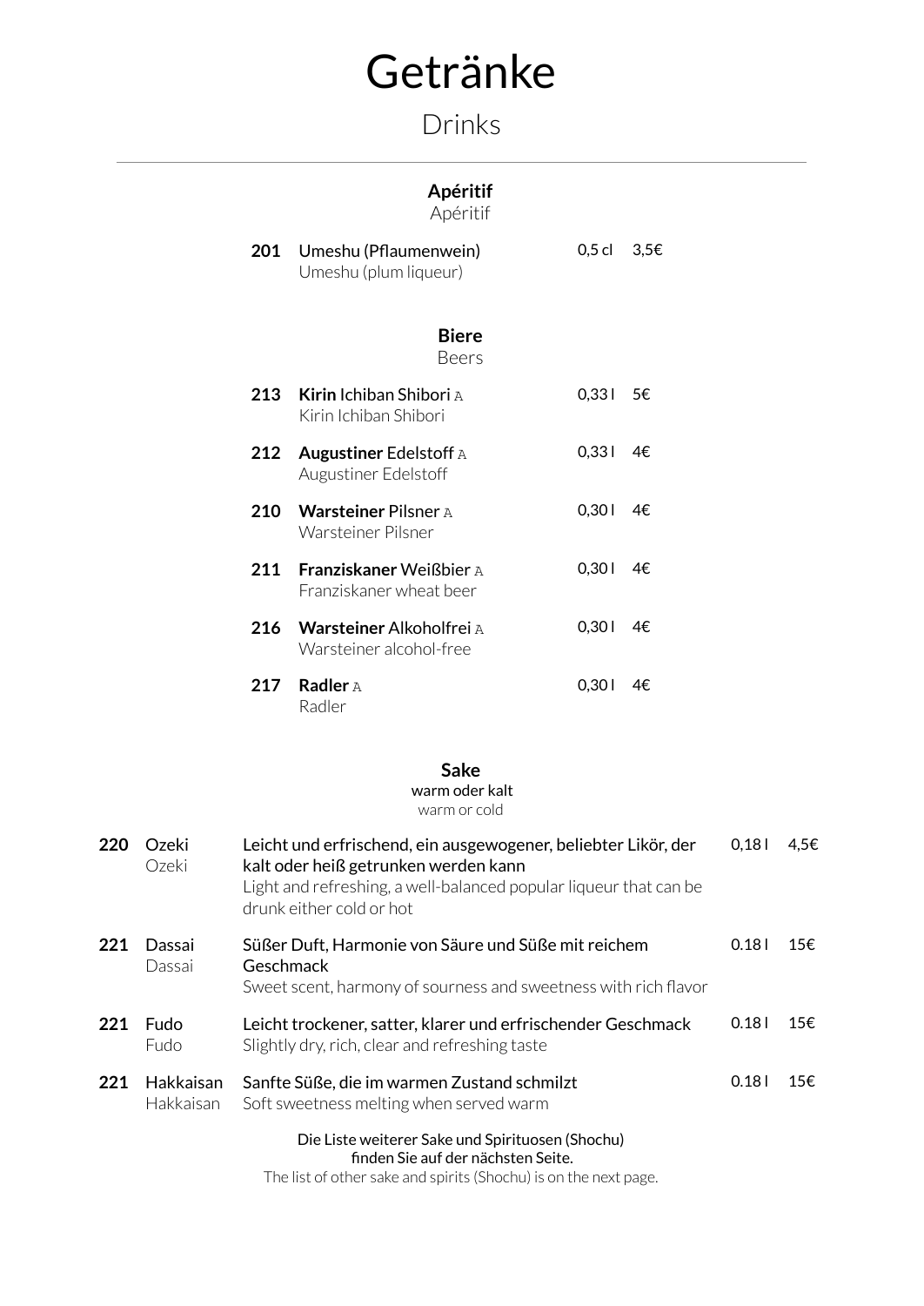# Getränke

Drinks

---

## Apéritif

Apéritif

| Nr. | Getränk | Menge | Preis |
|---|---|---|---|
| **201** | Umeshu (Pflaumenwein)<br>Umeshu (plum liqueur) | 0,5 cl | 3,5€ |

## Biere

Beers

| Nr. | Getränk | Menge | Preis |
|---|---|---|---|
| **213** | **Kirin** Ichiban Shibori A<br>Kirin Ichiban Shibori | 0,33 l | 5€ |
| **212** | **Augustiner** Edelstoff A<br>Augustiner Edelstoff | 0,33 l | 4€ |
| **210** | **Warsteiner** Pilsner A<br>Warsteiner Pilsner | 0,30 l | 4€ |
| **211** | **Franziskaner** Weißbier A<br>Franziskaner wheat beer | 0,30 l | 4€ |
| **216** | **Warsteiner** Alkoholfrei A<br>Warsteiner alcohol-free | 0,30 l | 4€ |
| **217** | **Radler** A<br>Radler | 0,30 l | 4€ |

## Sake

warm oder kalt

warm or cold

| Nr. | Name | Beschreibung | Menge | Preis |
|---|---|---|---|---|
| **220** | Ozeki<br>Ozeki | Leicht und erfrischend, ein ausgewogener, beliebter Likör, der kalt oder heiß getrunken werden kann<br>Light and refreshing, a well-balanced popular liqueur that can be drunk either cold or hot | 0,18 l | 4,5€ |
| **221** | Dassai<br>Dassai | Süßer Duft, Harmonie von Säure und Süße mit reichem Geschmack<br>Sweet scent, harmony of sourness and sweetness with rich flavor | 0.18 l | 15€ |
| **221** | Fudo<br>Fudo | Leicht trockener, satter, klarer und erfrischender Geschmack<br>Slightly dry, rich, clear and refreshing taste | 0.18 l | 15€ |
| **221** | Hakkaisan<br>Hakkaisan | Sanfte Süße, die im warmen Zustand schmilzt<br>Soft sweetness melting when served warm | 0.18 l | 15€ |

Die Liste weiterer Sake und Spirituosen (Shochu) finden Sie auf der nächsten Seite.

The list of other sake and spirits (Shochu) is on the next page.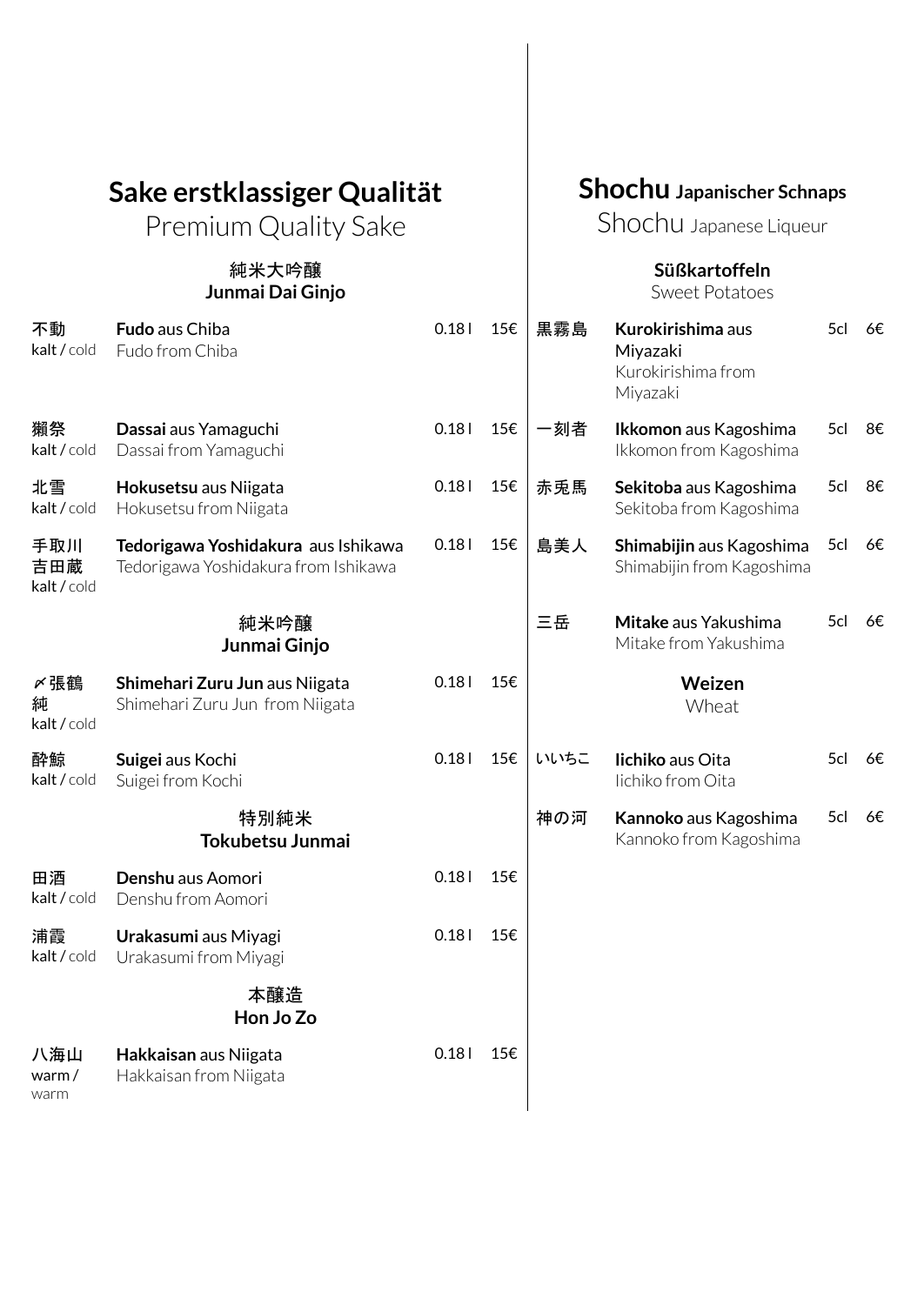## Sake erstklassiger Qualität
Premium Quality Sake

### 純米大吟醸
### Junmai Dai Ginjo

| | | | |
|---|---|---|---|
| 不動<br>kalt / cold | **Fudo** aus Chiba<br>Fudo from Chiba | 0.18 l | 15€ |
| 獺祭<br>kalt / cold | **Dassai** aus Yamaguchi<br>Dassai from Yamaguchi | 0.18 l | 15€ |
| 北雪<br>kalt / cold | **Hokusetsu** aus Niigata<br>Hokusetsu from Niigata | 0.18 l | 15€ |
| 手取川<br>吉田蔵<br>kalt / cold | **Tedorigawa Yoshidakura** aus Ishikawa<br>Tedorigawa Yoshidakura from Ishikawa | 0.18 l | 15€ |

### 純米吟醸
### Junmai Ginjo

| | | | |
|---|---|---|---|
| 〆張鶴<br>純<br>kalt / cold | **Shimehari Zuru Jun** aus Niigata<br>Shimehari Zuru Jun from Niigata | 0.18 l | 15€ |
| 酔鯨<br>kalt / cold | **Suigei** aus Kochi<br>Suigei from Kochi | 0.18 l | 15€ |

### 特別純米
### Tokubetsu Junmai

| | | | |
|---|---|---|---|
| 田酒<br>kalt / cold | **Denshu** aus Aomori<br>Denshu from Aomori | 0.18 l | 15€ |
| 浦霞<br>kalt / cold | **Urakasumi** aus Miyagi<br>Urakasumi from Miyagi | 0.18 l | 15€ |

### 本醸造
### Hon Jo Zo

| | | | |
|---|---|---|---|
| 八海山<br>warm / warm | **Hakkaisan** aus Niigata<br>Hakkaisan from Niigata | 0.18 l | 15€ |

## Shochu Japanischer Schnaps
Shochu Japanese Liqueur

### Süßkartoffeln
Sweet Potatoes

| | | | |
|---|---|---|---|
| 黒霧島 | **Kurokirishima** aus Miyazaki<br>Kurokirishima from Miyazaki | 5cl | 6€ |
| 一刻者 | **Ikkomon** aus Kagoshima<br>Ikkomon from Kagoshima | 5cl | 8€ |
| 赤兎馬 | **Sekitoba** aus Kagoshima<br>Sekitoba from Kagoshima | 5cl | 8€ |
| 島美人 | **Shimabijin** aus Kagoshima<br>Shimabijin from Kagoshima | 5cl | 6€ |
| 三岳 | **Mitake** aus Yakushima<br>Mitake from Yakushima | 5cl | 6€ |

### Weizen
Wheat

| | | | |
|---|---|---|---|
| いいちこ | **Iichiko** aus Oita<br>Iichiko from Oita | 5cl | 6€ |
| 神の河 | **Kannoko** aus Kagoshima<br>Kannoko from Kagoshima | 5cl | 6€ |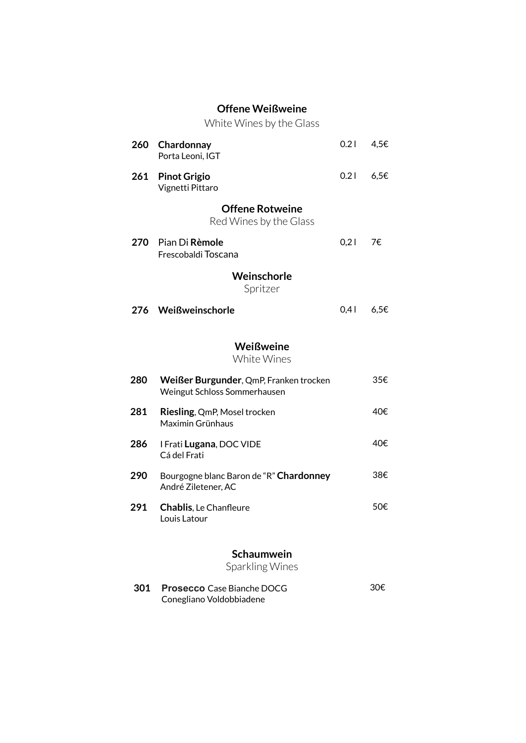## **Offene Weißweine**

White Wines by the Glass

| | | | |
|---|---|---|---|
| **260** | **Chardonnay**<br>Porta Leoni, IGT | 0.2 l | 4,5€ |
| **261** | **Pinot Grigio**<br>Vignetti Pittaro | 0.2 l | 6,5€ |

## **Offene Rotweine**

Red Wines by the Glass

| | | | |
|---|---|---|---|
| **270** | Pian Di **Rèmole**<br>Frescobaldi Toscana | 0,2 l | 7€ |

## **Weinschorle**

Spritzer

| | | | |
|---|---|---|---|
| **276** | **Weißweinschorle** | 0,4 l | 6,5€ |

## **Weißweine**

White Wines

| | | |
|---|---|---|
| **280** | **Weißer Burgunder**, QmP, Franken trocken<br>Weingut Schloss Sommerhausen | 35€ |
| **281** | **Riesling**, QmP, Mosel trocken<br>Maximin Grünhaus | 40€ |
| **286** | I Frati **Lugana**, DOC VIDE<br>Cá del Frati | 40€ |
| **290** | Bourgogne blanc Baron de "R" **Chardonney**<br>André Ziletener, AC | 38€ |
| **291** | **Chablis**, Le Chanfleure<br>Louis Latour | 50€ |

## **Schaumwein**

Sparkling Wines

| | | |
|---|---|---|
| **301** | **Prosecco** Case Bianche DOCG<br>Conegliano Voldobbiadene | 30€ |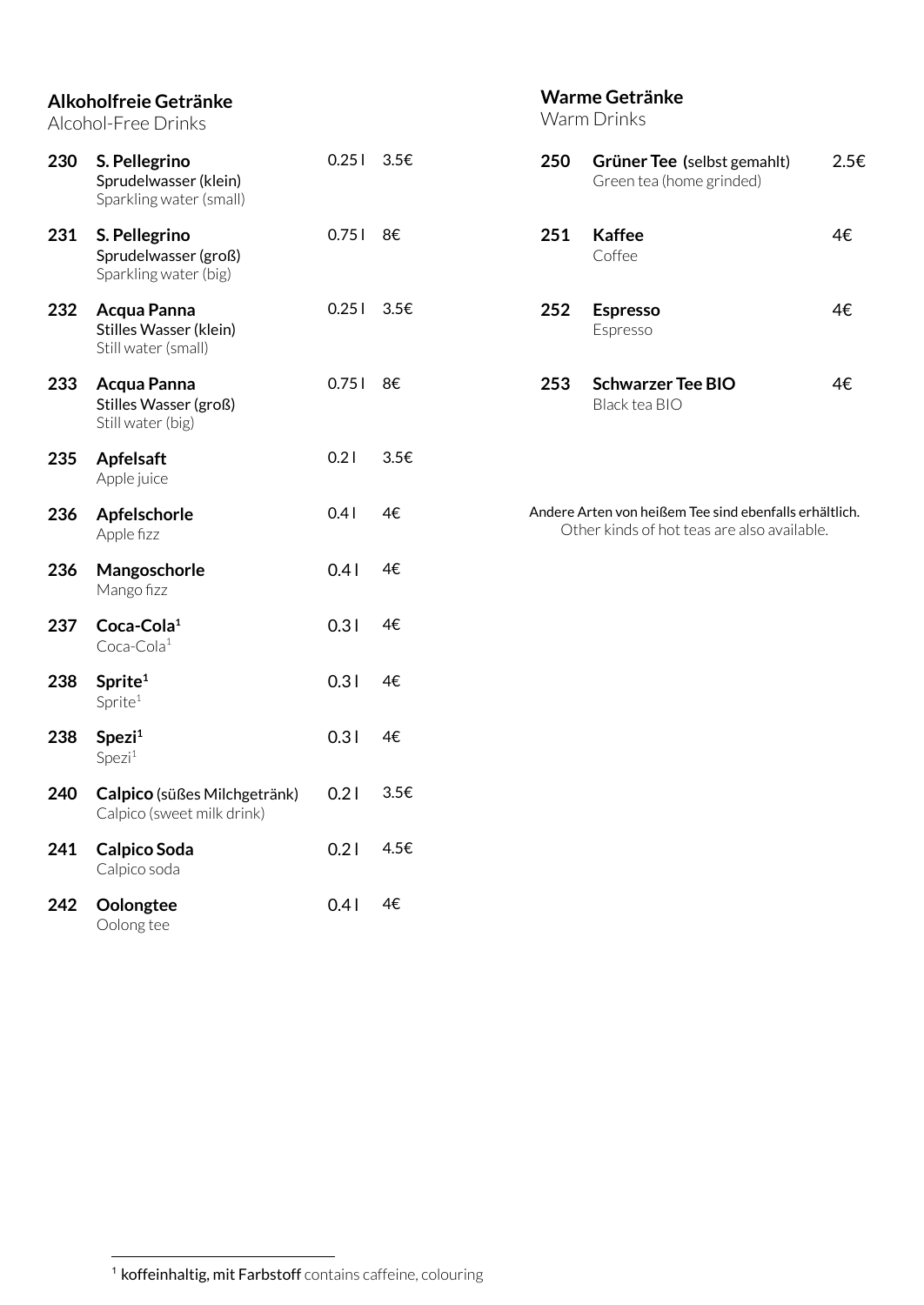## Alkoholfreie Getränke
Alcohol-Free Drinks

| | | | |
|---|---|---|---|
| **230** | **S. Pellegrino**<br>Sprudelwasser (klein)<br>Sparkling water (small) | 0.25 l | 3.5€ |
| **231** | **S. Pellegrino**<br>Sprudelwasser (groß)<br>Sparkling water (big) | 0.75 l | 8€ |
| **232** | **Acqua Panna**<br>Stilles Wasser (klein)<br>Still water (small) | 0.25 l | 3.5€ |
| **233** | **Acqua Panna**<br>Stilles Wasser (groß)<br>Still water (big) | 0.75 l | 8€ |
| **235** | **Apfelsaft**<br>Apple juice | 0.2 l | 3.5€ |
| **236** | **Apfelschorle**<br>Apple fizz | 0.4 l | 4€ |
| **236** | **Mangoschorle**<br>Mango fizz | 0.4 l | 4€ |
| **237** | **Coca-Cola**[1]<br>Coca-Cola[1] | 0.3 l | 4€ |
| **238** | **Sprite**[1]<br>Sprite[1] | 0.3 l | 4€ |
| **238** | **Spezi**[1]<br>Spezi[1] | 0.3 l | 4€ |
| **240** | **Calpico** (süßes Milchgetränk)<br>Calpico (sweet milk drink) | 0.2 l | 3.5€ |
| **241** | **Calpico Soda**<br>Calpico soda | 0.2 l | 4.5€ |
| **242** | **Oolongtee**<br>Oolong tee | 0.4 l | 4€ |

## Warme Getränke
Warm Drinks

| | | |
|---|---|---|
| **250** | **Grüner Tee** (selbst gemahlt)<br>Green tea (home grinded) | 2.5€ |
| **251** | **Kaffee**<br>Coffee | 4€ |
| **252** | **Espresso**<br>Espresso | 4€ |
| **253** | **Schwarzer Tee BIO**<br>Black tea BIO | 4€ |

Andere Arten von heißem Tee sind ebenfalls erhältlich.
Other kinds of hot teas are also available.

[1] **koffeinhaltig, mit Farbstoff** contains caffeine, colouring